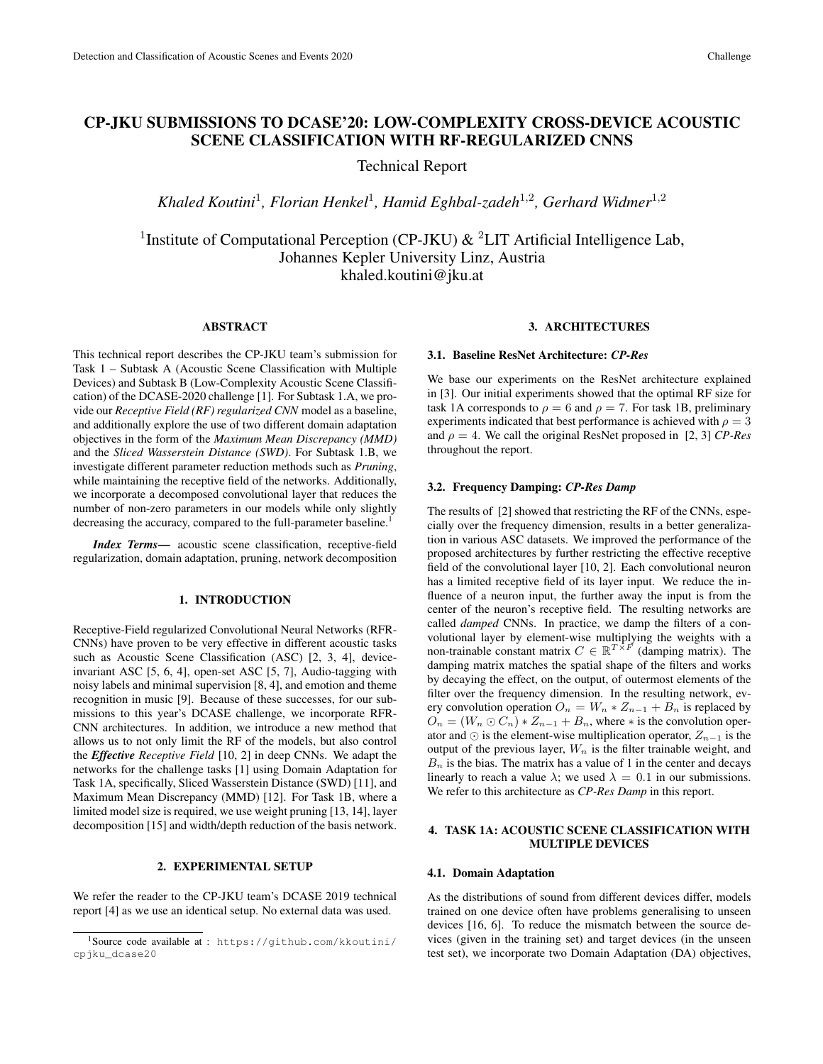# CP-JKU SUBMISSIONS TO DCASE'20: LOW-COMPLEXITY CROSS-DEVICE ACOUSTIC SCENE CLASSIFICATION WITH RF-REGULARIZED CNNS

Technical Report

*Khaled Koutini*[1], *Florian Henkel*[1], *Hamid Eghbal-zadeh*[1,2], *Gerhard Widmer*[1,2]

[1]Institute of Computational Perception (CP-JKU) & [2]LIT Artificial Intelligence Lab,
Johannes Kepler University Linz, Austria
khaled.koutini@jku.at

## ABSTRACT

This technical report describes the CP-JKU team's submission for Task 1 – Subtask A (Acoustic Scene Classification with Multiple Devices) and Subtask B (Low-Complexity Acoustic Scene Classification) of the DCASE-2020 challenge [1]. For Subtask 1.A, we provide our *Receptive Field (RF) regularized CNN* model as a baseline, and additionally explore the use of two different domain adaptation objectives in the form of the *Maximum Mean Discrepancy (MMD)* and the *Sliced Wasserstein Distance (SWD)*. For Subtask 1.B, we investigate different parameter reduction methods such as *Pruning*, while maintaining the receptive field of the networks. Additionally, we incorporate a decomposed convolutional layer that reduces the number of non-zero parameters in our models while only slightly decreasing the accuracy, compared to the full-parameter baseline.[1]

***Index Terms*—** acoustic scene classification, receptive-field regularization, domain adaptation, pruning, network decomposition

## 1. INTRODUCTION

Receptive-Field regularized Convolutional Neural Networks (RFR-CNNs) have proven to be very effective in different acoustic tasks such as Acoustic Scene Classification (ASC) [2, 3, 4], device-invariant ASC [5, 6, 4], open-set ASC [5, 7], Audio-tagging with noisy labels and minimal supervision [8, 4], and emotion and theme recognition in music [9]. Because of these successes, for our submissions to this year's DCASE challenge, we incorporate RFR-CNN architectures. In addition, we introduce a new method that allows us to not only limit the RF of the models, but also control the ***Effective*** *Receptive Field* [10, 2] in deep CNNs. We adapt the networks for the challenge tasks [1] using Domain Adaptation for Task 1A, specifically, Sliced Wasserstein Distance (SWD) [11], and Maximum Mean Discrepancy (MMD) [12]. For Task 1B, where a limited model size is required, we use weight pruning [13, 14], layer decomposition [15] and width/depth reduction of the basis network.

## 2. EXPERIMENTAL SETUP

We refer the reader to the CP-JKU team's DCASE 2019 technical report [4] as we use an identical setup. No external data was used.

[1]Source code available at : `https://github.com/kkoutini/cpjku_dcase20`

## 3. ARCHITECTURES

### 3.1. Baseline ResNet Architecture: *CP-Res*

We base our experiments on the ResNet architecture explained in [3]. Our initial experiments showed that the optimal RF size for task 1A corresponds to $\rho = 6$ and $\rho = 7$. For task 1B, preliminary experiments indicated that best performance is achieved with $\rho = 3$ and $\rho = 4$. We call the original ResNet proposed in [2, 3] *CP-Res* throughout the report.

### 3.2. Frequency Damping: *CP-Res Damp*

The results of [2] showed that restricting the RF of the CNNs, especially over the frequency dimension, results in a better generalization in various ASC datasets. We improved the performance of the proposed architectures by further restricting the effective receptive field of the convolutional layer [10, 2]. Each convolutional neuron has a limited receptive field of its layer input. We reduce the influence of a neuron input, the further away the input is from the center of the neuron's receptive field. The resulting networks are called *damped* CNNs. In practice, we damp the filters of a convolutional layer by element-wise multiplying the weights with a non-trainable constant matrix $C \in \mathbb{R}^{T \times F}$ (damping matrix). The damping matrix matches the spatial shape of the filters and works by decaying the effect, on the output, of outermost elements of the filter over the frequency dimension. In the resulting network, every convolution operation $O_n = W_n * Z_{n-1} + B_n$ is replaced by $O_n = (W_n \odot C_n) * Z_{n-1} + B_n$, where $*$ is the convolution operator and $\odot$ is the element-wise multiplication operator, $Z_{n-1}$ is the output of the previous layer, $W_n$ is the filter trainable weight, and $B_n$ is the bias. The matrix has a value of 1 in the center and decays linearly to reach a value $\lambda$; we used $\lambda = 0.1$ in our submissions. We refer to this architecture as *CP-Res Damp* in this report.

## 4. TASK 1A: ACOUSTIC SCENE CLASSIFICATION WITH MULTIPLE DEVICES

### 4.1. Domain Adaptation

As the distributions of sound from different devices differ, models trained on one device often have problems generalising to unseen devices [16, 6]. To reduce the mismatch between the source devices (given in the training set) and target devices (in the unseen test set), we incorporate two Domain Adaptation (DA) objectives,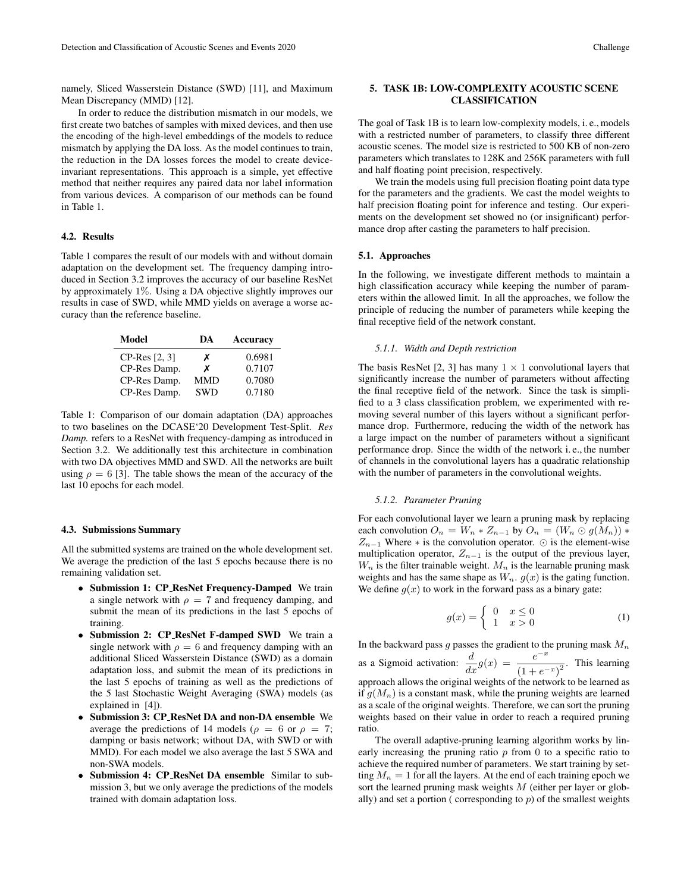namely, Sliced Wasserstein Distance (SWD) [11], and Maximum Mean Discrepancy (MMD) [12].

In order to reduce the distribution mismatch in our models, we first create two batches of samples with mixed devices, and then use the encoding of the high-level embeddings of the models to reduce mismatch by applying the DA loss. As the model continues to train, the reduction in the DA losses forces the model to create device-invariant representations. This approach is a simple, yet effective method that neither requires any paired data nor label information from various devices. A comparison of our methods can be found in Table 1.

### 4.2. Results

Table 1 compares the result of our models with and without domain adaptation on the development set. The frequency damping introduced in Section 3.2 improves the accuracy of our baseline ResNet by approximately 1%. Using a DA objective slightly improves our results in case of SWD, while MMD yields on average a worse accuracy than the reference baseline.

| Model | DA | Accuracy |
|---|---|---|
| CP-Res [2, 3] | ✗ | 0.6981 |
| CP-Res Damp. | ✗ | 0.7107 |
| CP-Res Damp. | MMD | 0.7080 |
| CP-Res Damp. | SWD | 0.7180 |

Table 1: Comparison of our domain adaptation (DA) approaches to two baselines on the DCASE'20 Development Test-Split. *Res Damp.* refers to a ResNet with frequency-damping as introduced in Section 3.2. We additionally test this architecture in combination with two DA objectives MMD and SWD. All the networks are built using $\rho = 6$ [3]. The table shows the mean of the accuracy of the last 10 epochs for each model.

### 4.3. Submissions Summary

All the submitted systems are trained on the whole development set. We average the prediction of the last 5 epochs because there is no remaining validation set.

- **Submission 1: CP_ResNet Frequency-Damped** We train a single network with $\rho = 7$ and frequency damping, and submit the mean of its predictions in the last 5 epochs of training.
- **Submission 2: CP_ResNet F-damped SWD** We train a single network with $\rho = 6$ and frequency damping with an additional Sliced Wasserstein Distance (SWD) as a domain adaptation loss, and submit the mean of its predictions in the last 5 epochs of training as well as the predictions of the 5 last Stochastic Weight Averaging (SWA) models (as explained in [4]).
- **Submission 3: CP_ResNet DA and non-DA ensemble** We average the predictions of 14 models ($\rho = 6$ or $\rho = 7$; damping or basis network; without DA, with SWD or with MMD). For each model we also average the last 5 SWA and non-SWA models.
- **Submission 4: CP_ResNet DA ensemble** Similar to submission 3, but we only average the predictions of the models trained with domain adaptation loss.

## 5. TASK 1B: LOW-COMPLEXITY ACOUSTIC SCENE CLASSIFICATION

The goal of Task 1B is to learn low-complexity models, i. e., models with a restricted number of parameters, to classify three different acoustic scenes. The model size is restricted to 500 KB of non-zero parameters which translates to 128K and 256K parameters with full and half floating point precision, respectively.

We train the models using full precision floating point data type for the parameters and the gradients. We cast the model weights to half precision floating point for inference and testing. Our experiments on the development set showed no (or insignificant) performance drop after casting the parameters to half precision.

### 5.1. Approaches

In the following, we investigate different methods to maintain a high classification accuracy while keeping the number of parameters within the allowed limit. In all the approaches, we follow the principle of reducing the number of parameters while keeping the final receptive field of the network constant.

#### *5.1.1. Width and Depth restriction*

The basis ResNet [2, 3] has many $1 \times 1$ convolutional layers that significantly increase the number of parameters without affecting the final receptive field of the network. Since the task is simplified to a 3 class classification problem, we experimented with removing several number of this layers without a significant performance drop. Furthermore, reducing the width of the network has a large impact on the number of parameters without a significant performance drop. Since the width of the network i. e., the number of channels in the convolutional layers has a quadratic relationship with the number of parameters in the convolutional weights.

#### *5.1.2. Parameter Pruning*

For each convolutional layer we learn a pruning mask by replacing each convolution $O_n = W_n * Z_{n-1}$ by $O_n = (W_n \odot g(M_n)) * Z_{n-1}$ Where $*$ is the convolution operator. $\odot$ is the element-wise multiplication operator, $Z_{n-1}$ is the output of the previous layer, $W_n$ is the filter trainable weight. $M_n$ is the learnable pruning mask weights and has the same shape as $W_n$. $g(x)$ is the gating function. We define $g(x)$ to work in the forward pass as a binary gate:

$$g(x) = \begin{cases} 0 & x \leq 0 \\ 1 & x > 0 \end{cases} \tag{1}$$

In the backward pass $g$ passes the gradient to the pruning mask $M_n$ as a Sigmoid activation: $\frac{d}{dx}g(x) = \frac{e^{-x}}{(1+e^{-x})^2}$. This learning approach allows the original weights of the network to be learned as if $g(M_n)$ is a constant mask, while the pruning weights are learned as a scale of the original weights. Therefore, we can sort the pruning weights based on their value in order to reach a required pruning ratio.

The overall adaptive-pruning learning algorithm works by linearly increasing the pruning ratio $p$ from 0 to a specific ratio to achieve the required number of parameters. We start training by setting $M_n = 1$ for all the layers. At the end of each training epoch we sort the learned pruning mask weights $M$ (either per layer or globally) and set a portion ( corresponding to $p$) of the smallest weights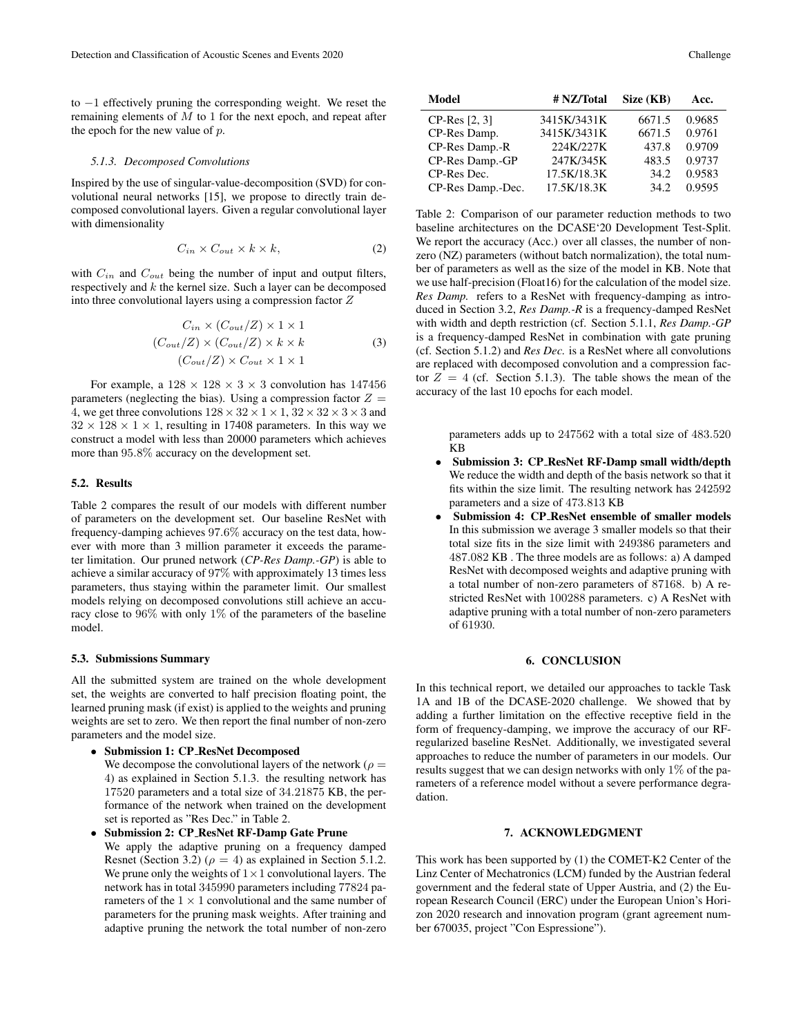to $-1$ effectively pruning the corresponding weight. We reset the remaining elements of $M$ to 1 for the next epoch, and repeat after the epoch for the new value of $p$.

#### *5.1.3. Decomposed Convolutions*

Inspired by the use of singular-value-decomposition (SVD) for convolutional neural networks [15], we propose to directly train decomposed convolutional layers. Given a regular convolutional layer with dimensionality

$$C_{in} \times C_{out} \times k \times k, \tag{2}$$

with $C_{in}$ and $C_{out}$ being the number of input and output filters, respectively and $k$ the kernel size. Such a layer can be decomposed into three convolutional layers using a compression factor $Z$

$$\begin{gathered} C_{in} \times (C_{out}/Z) \times 1 \times 1 \\ (C_{out}/Z) \times (C_{out}/Z) \times k \times k \\ (C_{out}/Z) \times C_{out} \times 1 \times 1 \end{gathered} \tag{3}$$

For example, a $128 \times 128 \times 3 \times 3$ convolution has 147456 parameters (neglecting the bias). Using a compression factor $Z = 4$, we get three convolutions $128 \times 32 \times 1 \times 1$, $32 \times 32 \times 3 \times 3$ and $32 \times 128 \times 1 \times 1$, resulting in 17408 parameters. In this way we construct a model with less than 20000 parameters which achieves more than 95.8% accuracy on the development set.

### 5.2. Results

Table 2 compares the result of our models with different number of parameters on the development set. Our baseline ResNet with frequency-damping achieves 97.6% accuracy on the test data, however with more than 3 million parameter it exceeds the parameter limitation. Our pruned network (*CP-Res Damp.-GP*) is able to achieve a similar accuracy of 97% with approximately 13 times less parameters, thus staying within the parameter limit. Our smallest models relying on decomposed convolutions still achieve an accuracy close to 96% with only 1% of the parameters of the baseline model.

### 5.3. Submissions Summary

All the submitted system are trained on the whole development set, the weights are converted to half precision floating point, the learned pruning mask (if exist) is applied to the weights and pruning weights are set to zero. We then report the final number of non-zero parameters and the model size.

- **Submission 1: CP_ResNet Decomposed**
  We decompose the convolutional layers of the network ($\rho = 4$) as explained in Section 5.1.3. the resulting network has 17520 parameters and a total size of 34.21875 KB, the performance of the network when trained on the development set is reported as "Res Dec." in Table 2.
- **Submission 2: CP_ResNet RF-Damp Gate Prune**
  We apply the adaptive pruning on a frequency damped Resnet (Section 3.2) ($\rho = 4$) as explained in Section 5.1.2. We prune only the weights of $1 \times 1$ convolutional layers. The network has in total 345990 parameters including 77824 parameters of the $1 \times 1$ convolutional and the same number of parameters for the pruning mask weights. After training and adaptive pruning the network the total number of non-zero parameters adds up to 247562 with a total size of 483.520 KB
- **Submission 3: CP_ResNet RF-Damp small width/depth**
  We reduce the width and depth of the basis network so that it fits within the size limit. The resulting network has 242592 parameters and a size of 473.813 KB
- **Submission 4: CP_ResNet ensemble of smaller models**
  In this submission we average 3 smaller models so that their total size fits in the size limit with 249386 parameters and 487.082 KB . The three models are as follows: a) A damped ResNet with decomposed weights and adaptive pruning with a total number of non-zero parameters of 87168. b) A restricted ResNet with 100288 parameters. c) A ResNet with adaptive pruning with a total number of non-zero parameters of 61930.

| Model | # NZ/Total | Size (KB) | Acc. |
|---|---|---|---|
| CP-Res [2, 3] | 3415K/3431K | 6671.5 | 0.9685 |
| CP-Res Damp. | 3415K/3431K | 6671.5 | 0.9761 |
| CP-Res Damp.-R | 224K/227K | 437.8 | 0.9709 |
| CP-Res Damp.-GP | 247K/345K | 483.5 | 0.9737 |
| CP-Res Dec. | 17.5K/18.3K | 34.2 | 0.9583 |
| CP-Res Damp.-Dec. | 17.5K/18.3K | 34.2 | 0.9595 |

Table 2: Comparison of our parameter reduction methods to two baseline architectures on the DCASE'20 Development Test-Split. We report the accuracy (Acc.) over all classes, the number of nonzero (NZ) parameters (without batch normalization), the total number of parameters as well as the size of the model in KB. Note that we use half-precision (Float16) for the calculation of the model size. *Res Damp.* refers to a ResNet with frequency-damping as introduced in Section 3.2, *Res Damp.-R* is a frequency-damped ResNet with width and depth restriction (cf. Section 5.1.1, *Res Damp.-GP* is a frequency-damped ResNet in combination with gate pruning (cf. Section 5.1.2) and *Res Dec.* is a ResNet where all convolutions are replaced with decomposed convolution and a compression factor $Z = 4$ (cf. Section 5.1.3). The table shows the mean of the accuracy of the last 10 epochs for each model.

## 6. CONCLUSION

In this technical report, we detailed our approaches to tackle Task 1A and 1B of the DCASE-2020 challenge. We showed that by adding a further limitation on the effective receptive field in the form of frequency-damping, we improve the accuracy of our RF-regularized baseline ResNet. Additionally, we investigated several approaches to reduce the number of parameters in our models. Our results suggest that we can design networks with only 1% of the parameters of a reference model without a severe performance degradation.

## 7. ACKNOWLEDGMENT

This work has been supported by (1) the COMET-K2 Center of the Linz Center of Mechatronics (LCM) funded by the Austrian federal government and the federal state of Upper Austria, and (2) the European Research Council (ERC) under the European Union's Horizon 2020 research and innovation program (grant agreement number 670035, project "Con Espressione").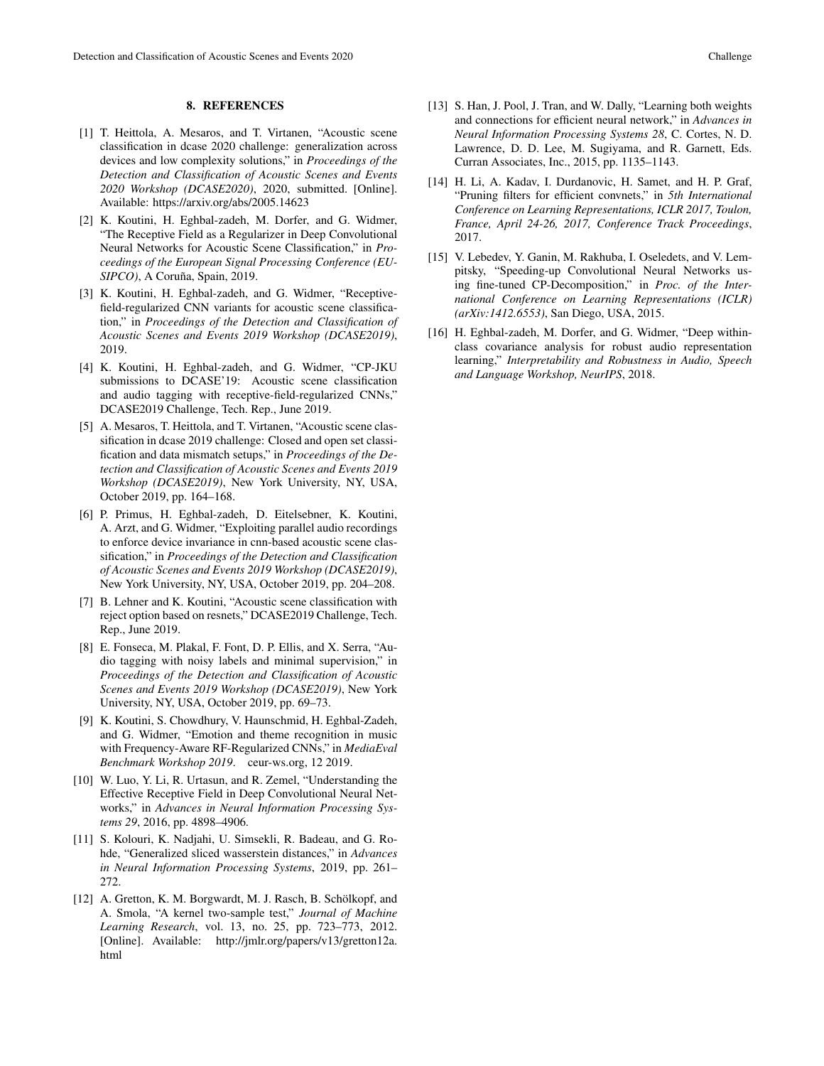## 8. REFERENCES

[1] T. Heittola, A. Mesaros, and T. Virtanen, "Acoustic scene classification in dcase 2020 challenge: generalization across devices and low complexity solutions," in *Proceedings of the Detection and Classification of Acoustic Scenes and Events 2020 Workshop (DCASE2020)*, 2020, submitted. [Online]. Available: https://arxiv.org/abs/2005.14623

[2] K. Koutini, H. Eghbal-zadeh, M. Dorfer, and G. Widmer, "The Receptive Field as a Regularizer in Deep Convolutional Neural Networks for Acoustic Scene Classification," in *Proceedings of the European Signal Processing Conference (EUSIPCO)*, A Coruña, Spain, 2019.

[3] K. Koutini, H. Eghbal-zadeh, and G. Widmer, "Receptive-field-regularized CNN variants for acoustic scene classification," in *Proceedings of the Detection and Classification of Acoustic Scenes and Events 2019 Workshop (DCASE2019)*, 2019.

[4] K. Koutini, H. Eghbal-zadeh, and G. Widmer, "CP-JKU submissions to DCASE'19: Acoustic scene classification and audio tagging with receptive-field-regularized CNNs," DCASE2019 Challenge, Tech. Rep., June 2019.

[5] A. Mesaros, T. Heittola, and T. Virtanen, "Acoustic scene classification in dcase 2019 challenge: Closed and open set classification and data mismatch setups," in *Proceedings of the Detection and Classification of Acoustic Scenes and Events 2019 Workshop (DCASE2019)*, New York University, NY, USA, October 2019, pp. 164–168.

[6] P. Primus, H. Eghbal-zadeh, D. Eitelsebner, K. Koutini, A. Arzt, and G. Widmer, "Exploiting parallel audio recordings to enforce device invariance in cnn-based acoustic scene classification," in *Proceedings of the Detection and Classification of Acoustic Scenes and Events 2019 Workshop (DCASE2019)*, New York University, NY, USA, October 2019, pp. 204–208.

[7] B. Lehner and K. Koutini, "Acoustic scene classification with reject option based on resnets," DCASE2019 Challenge, Tech. Rep., June 2019.

[8] E. Fonseca, M. Plakal, F. Font, D. P. Ellis, and X. Serra, "Audio tagging with noisy labels and minimal supervision," in *Proceedings of the Detection and Classification of Acoustic Scenes and Events 2019 Workshop (DCASE2019)*, New York University, NY, USA, October 2019, pp. 69–73.

[9] K. Koutini, S. Chowdhury, V. Haunschmid, H. Eghbal-Zadeh, and G. Widmer, "Emotion and theme recognition in music with Frequency-Aware RF-Regularized CNNs," in *MediaEval Benchmark Workshop 2019*. ceur-ws.org, 12 2019.

[10] W. Luo, Y. Li, R. Urtasun, and R. Zemel, "Understanding the Effective Receptive Field in Deep Convolutional Neural Networks," in *Advances in Neural Information Processing Systems 29*, 2016, pp. 4898–4906.

[11] S. Kolouri, K. Nadjahi, U. Simsekli, R. Badeau, and G. Rohde, "Generalized sliced wasserstein distances," in *Advances in Neural Information Processing Systems*, 2019, pp. 261–272.

[12] A. Gretton, K. M. Borgwardt, M. J. Rasch, B. Schölkopf, and A. Smola, "A kernel two-sample test," *Journal of Machine Learning Research*, vol. 13, no. 25, pp. 723–773, 2012. [Online]. Available: http://jmlr.org/papers/v13/gretton12a.html

[13] S. Han, J. Pool, J. Tran, and W. Dally, "Learning both weights and connections for efficient neural network," in *Advances in Neural Information Processing Systems 28*, C. Cortes, N. D. Lawrence, D. D. Lee, M. Sugiyama, and R. Garnett, Eds. Curran Associates, Inc., 2015, pp. 1135–1143.

[14] H. Li, A. Kadav, I. Durdanovic, H. Samet, and H. P. Graf, "Pruning filters for efficient convnets," in *5th International Conference on Learning Representations, ICLR 2017, Toulon, France, April 24-26, 2017, Conference Track Proceedings*, 2017.

[15] V. Lebedev, Y. Ganin, M. Rakhuba, I. Oseledets, and V. Lempitsky, "Speeding-up Convolutional Neural Networks using fine-tuned CP-Decomposition," in *Proc. of the International Conference on Learning Representations (ICLR) (arXiv:1412.6553)*, San Diego, USA, 2015.

[16] H. Eghbal-zadeh, M. Dorfer, and G. Widmer, "Deep within-class covariance analysis for robust audio representation learning," *Interpretability and Robustness in Audio, Speech and Language Workshop, NeurIPS*, 2018.